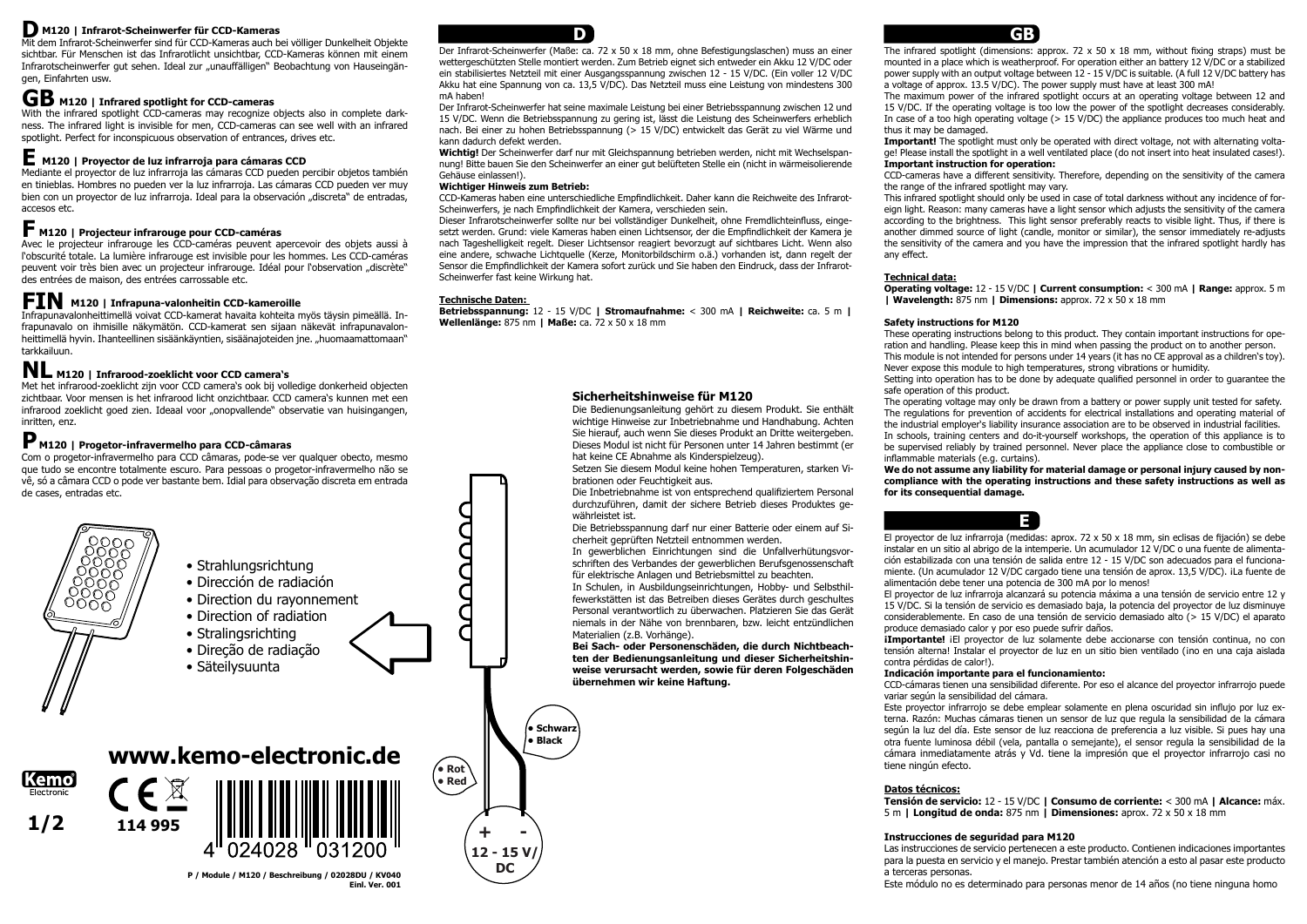# D M120 | Infrarot-Scheinwerfer für CCD-Kameras

Mit dem Infrarot-Scheinwerfer sind für CCD-Kameras auch bei völliger Dunkelheit Objekte sichtbar. Für Menschen ist das Infrarotlicht unsichtbar, CCD-Kameras können mit einem Infrarotscheinwerfer gut sehen. Ideal zur „unauffälligen" Beobachtung von Hauseingängen, Einfahrten usw.

# GB M120 | Infrared spotlight for CCD-cameras

With the infrared spotlight CCD-cameras may recognize objects also in complete darkness. The infrared light is invisible for men, CCD-cameras can see well with an infrared spotlight. Perfect for inconspicuous observation of entrances, drives etc.

# E M120 | Proyector de luz infrarroja para cámaras CCD

Mediante el proyector de luz infrarroja las cámaras CCD pueden percibir objetos también en tinieblas. Hombres no pueden ver la luz infrarroja. Las cámaras CCD pueden ver muy bien con un proyector de luz infrarroja. Ideal para la observación „discreta" de entradas, accesos etc.

# F M120 | Projecteur infrarouge pour CCD-caméras

Avec le projecteur infrarouge les CCD-caméras peuvent apercevoir des objets aussi à l'obscurité totale. La lumière infrarouge est invisible pour les hommes. Les CCD-caméras peuvent voir très bien avec un projecteur infrarouge. Idéal pour l'observation „discrète" des entrées de maison, des entrées carrossable etc.

# FIN M120 | Infrapuna-valonheitin CCD-kameroille

Infrapunavalonheittimellä voivat CCD-kamerat havaita kohteita myös täysin pimeällä. Infrapunavalo on ihmisille näkymätön. CCD-kamerat sen sijaan näkevät infrapunavalonheittimellä hyvin. Ihanteellinen sisäänkäyntien, sisäänajoteiden jne. „huomaamattomaan" tarkkailuun.

# NL M120 | Infrarood-zoeklicht voor CCD camera's

Met het infrarood-zoeklicht zijn voor CCD camera's ook bij volledige donkerheid objecten zichtbaar. Voor mensen is het infrarood licht onzichtbaar. CCD camera's kunnen met een infrarood zoeklicht goed zien. Ideaal voor „onopvallende" observatie van huisingangen, inritten, enz.

# P M120 | Progetor-infravermelho para CCD-câmaras

Com o progetor-infravermelho para CCD câmaras, pode-se ver qualquer obecto, mesmo que tudo se encontre totalmente escuro. Para pessoas o progetor-infravermelho não se vê, só a câmara CCD o pode ver bastante bem. Idial para observação discreta em entrada de cases, entradas etc.

- Strahlungsrichtung
- Dirección de radiación
- Direction du rayonnement
- Direction of radiation
- Stralingsrichting
- Direção de radiação
- Säteilysuunta

• Schwarz
• Black

• Rot
• Red

\+ -
12 - 15 V/DC

www.kemo-electronic.de

114 995

4 024028 031200

P / Module / M120 / Beschreibung / 02028DU / KV040
Einl. Ver. 001

## D

Der Infrarot-Scheinwerfer (Maße: ca. 72 x 50 x 18 mm, ohne Befestigungslaschen) muss an einer wettergeschützten Stelle montiert werden. Zum Betrieb eignet sich entweder ein Akku 12 V/DC oder ein stabilisiertes Netzteil mit einer Ausgangsspannung zwischen 12 - 15 V/DC. (Ein voller 12 V/DC Akku hat eine Spannung von ca. 13,5 V/DC). Das Netzteil muss eine Leistung von mindestens 300 mA haben!

Der Infrarot-Scheinwerfer hat seine maximale Leistung bei einer Betriebsspannung zwischen 12 und 15 V/DC. Wenn die Betriebsspannung zu gering ist, lässt die Leistung des Scheinwerfers erheblich nach. Bei einer zu hohen Betriebsspannung (> 15 V/DC) entwickelt das Gerät zu viel Wärme und kann dadurch defekt werden.

**Wichtig!** Der Scheinwerfer darf nur mit Gleichspannung betrieben werden, nicht mit Wechselspannung! Bitte bauen Sie den Scheinwerfer an einer gut belüfteten Stelle ein (nicht in wärmeisolierende Gehäuse einlassen!).

**Wichtiger Hinweis zum Betrieb:**

CCD-Kameras haben eine unterschiedliche Empfindlichkeit. Daher kann die Reichweite des Infrarot-Scheinwerfers, je nach Empfindlichkeit der Kamera, verschieden sein.

Dieser Infrarotscheinwerfer sollte nur bei vollständiger Dunkelheit, ohne Fremdlichteinfluss, eingesetzt werden. Grund: viele Kameras haben einen Lichtsensor, der die Empfindlichkeit der Kamera je nach Tageshelligkeit regelt. Dieser Lichtsensor reagiert bevorzugt auf sichtbares Licht. Wenn also eine andere, schwache Lichtquelle (Kerze, Monitorbildschirm o.ä.) vorhanden ist, dann regelt der Sensor die Empfindlichkeit der Kamera sofort zurück und Sie haben den Eindruck, dass der Infrarot-Scheinwerfer fast keine Wirkung hat.

**Technische Daten:**

**Betriebsspannung:** 12 - 15 V/DC **| Stromaufnahme:** < 300 mA **| Reichweite:** ca. 5 m **| Wellenlänge:** 875 nm **| Maße:** ca. 72 x 50 x 18 mm

### Sicherheitshinweise für M120

Die Bedienungsanleitung gehört zu diesem Produkt. Sie enthält wichtige Hinweise zur Inbetriebnahme und Handhabung. Achten Sie hierauf, auch wenn Sie dieses Produkt an Dritte weitergeben. Dieses Modul ist nicht für Personen unter 14 Jahren bestimmt (er hat keine CE Abnahme als Kinderspielzeug).

Setzen Sie diesem Modul keine hohen Temperaturen, starken Vibrationen oder Feuchtigkeit aus.

Die Inbetriebnahme ist von entsprechend qualifiziertem Personal durchzuführen, damit der sichere Betrieb dieses Produktes gewährleistet ist.

Die Betriebsspannung darf nur einer Batterie oder einem auf Sicherheit geprüften Netzteil entnommen werden.

In gewerblichen Einrichtungen sind die Unfallverhütungsvorschriften des Verbandes der gewerblichen Berufsgenossenschaft für elektrische Anlagen und Betriebsmittel zu beachten.

In Schulen, in Ausbildungseinrichtungen, Hobby- und Selbsthilfewerkstätten ist das Betreiben dieses Gerätes durch geschultes Personal verantwortlich zu überwachen. Platzieren Sie das Gerät niemals in der Nähe von brennbaren, bzw. leicht entzündlichen Materialien (z.B. Vorhänge).

**Bei Sach- oder Personenschäden, die durch Nichtbeachten der Bedienungsanleitung und dieser Sicherheitshinweise verursacht werden, sowie für deren Folgeschäden übernehmen wir keine Haftung.**

## GB

The infrared spotlight (dimensions: approx. 72 x 50 x 18 mm, without fixing straps) must be mounted in a place which is weatherproof. For operation either an battery 12 V/DC or a stabilized power supply with an output voltage between 12 - 15 V/DC is suitable. (A full 12 V/DC battery has a voltage of approx. 13.5 V/DC). The power supply must have at least 300 mA!

The maximum power of the infrared spotlight occurs at an operating voltage between 12 and 15 V/DC. If the operating voltage is too low the power of the spotlight decreases considerably. In case of a too high operating voltage (> 15 V/DC) the appliance produces too much heat and thus it may be damaged.

**Important!** The spotlight must only be operated with direct voltage, not with alternating voltage! Please install the spotlight in a well ventilated place (do not insert into heat insulated cases!).

**Important instruction for operation:**

CCD-cameras have a different sensitivity. Therefore, depending on the sensitivity of the camera the range of the infrared spotlight may vary.

This infrared spotlight should only be used in case of total darkness without any incidence of foreign light. Reason: many cameras have a light sensor which adjusts the sensitivity of the camera according to the brightness. This light sensor preferably reacts to visible light. Thus, if there is another dimmed source of light (candle, monitor or similar), the sensor immediately re-adjusts the sensitivity of the camera and you have the impression that the infrared spotlight hardly has any effect.

**Technical data:**

**Operating voltage:** 12 - 15 V/DC **| Current consumption:** < 300 mA **| Range:** approx. 5 m **| Wavelength:** 875 nm **| Dimensions:** approx. 72 x 50 x 18 mm

### Safety instructions for M120

These operating instructions belong to this product. They contain important instructions for operation and handling. Please keep this in mind when passing the product on to another person. This module is not intended for persons under 14 years (it has no CE approval as a children's toy). Never expose this module to high temperatures, strong vibrations or humidity.

Setting into operation has to be done by adequate qualified personnel in order to guarantee the safe operation of this product.

The operating voltage may only be drawn from a battery or power supply unit tested for safety. The regulations for prevention of accidents for electrical installations and operating material of the industrial employer's liability insurance association are to be observed in industrial facilities. In schools, training centers and do-it-yourself workshops, the operation of this appliance is to be supervised reliably by trained personnel. Never place the appliance close to combustible or inflammable materials (e.g. curtains).

**We do not assume any liability for material damage or personal injury caused by non-compliance with the operating instructions and these safety instructions as well as for its consequential damage.**

## E

El proyector de luz infrarroja (medidas: aprox. 72 x 50 x 18 mm, sin eclisas de fijación) se debe instalar en un sitio al abrigo de la intemperie. Un acumulador 12 V/DC o una fuente de alimentación estabilizada con una tensión de salida entre 12 - 15 V/DC son adecuados para el funcionamiento. (Un acumulador 12 V/DC cargado tiene una tensión de aprox. 13,5 V/DC). ¡La fuente de alimentación debe tener una potencia de 300 mA por lo menos!

El proyector de luz infrarroja alcanzará su potencia máxima a una tensión de servicio entre 12 y 15 V/DC. Si la tensión de servicio es demasiado baja, la potencia del proyector de luz disminuye considerablemente. En caso de una tensión de servicio demasiado alto (> 15 V/DC) el aparato produce demasiado calor y por eso puede sufrir daños.

**¡Importante!** ¡El proyector de luz solamente debe accionarse con tensión continua, no con tensión alterna! Instalar el proyector de luz en un sitio bien ventilado (¡no en una caja aislada contra pérdidas de calor!).

**Indicación importante para el funcionamiento:**

CCD-cámaras tienen una sensibilidad diferente. Por eso el alcance del proyector infrarrojo puede variar según la sensibilidad del cámara.

Este proyector infrarrojo se debe emplear solamente en plena oscuridad sin influjo por luz externa. Razón: Muchas cámaras tienen un sensor de luz que regula la sensibilidad de la cámara según la luz del día. Este sensor de luz reacciona de preferencia a luz visible. Si pues hay una otra fuente luminosa débil (vela, pantalla o semejante), el sensor regula la sensibilidad de la cámara inmediatamente atrás y Vd. tiene la impresión que el proyector infrarrojo casi no tiene ningún efecto.

**Datos técnicos:**

**Tensión de servicio:** 12 - 15 V/DC **| Consumo de corriente:** < 300 mA **| Alcance:** máx. 5 m **| Longitud de onda:** 875 nm **| Dimensiones:** aprox. 72 x 50 x 18 mm

### Instrucciones de seguridad para M120

Las instrucciones de servicio pertenecen a este producto. Contienen indicaciones importantes para la puesta en servicio y el manejo. Prestar también atención a esto al pasar este producto a terceras personas.

Este módulo no es determinado para personas menor de 14 años (no tiene ninguna homo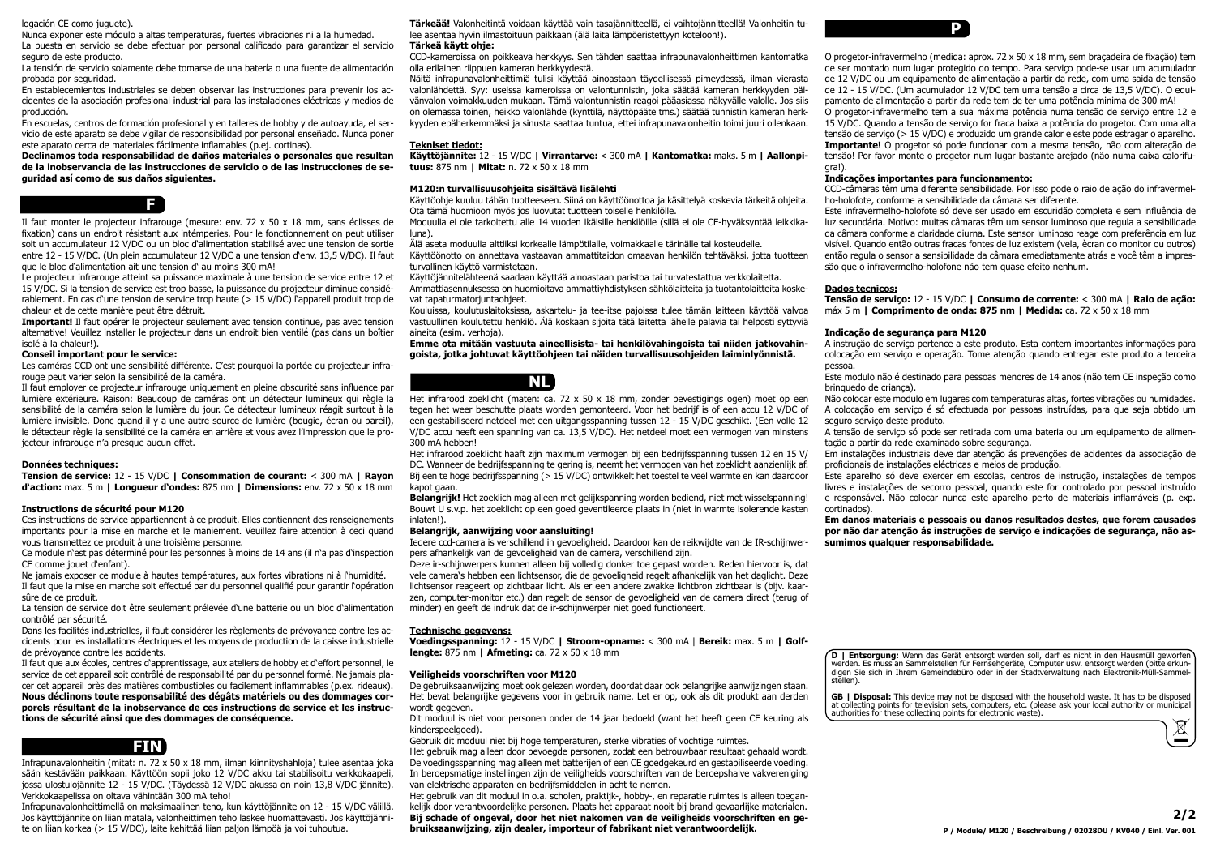logación CE como juguete).

Nunca exponer este módulo a altas temperaturas, fuertes vibraciones ni a la humedad.

La puesta en servicio se debe efectuar por personal calificado para garantizar el servicio seguro de este producto.

La tensión de servicio solamente debe tomarse de una batería o una fuente de alimentación probada por seguridad.

En establecimientos industriales se deben observar las instrucciones para prevenir los accidentes de la asociación profesional industrial para las instalaciones eléctricas y medios de producción.

En escuelas, centros de formación profesional y en talleres de hobby y de autoayuda, el servicio de este aparato se debe vigilar de responsibilidad por personal enseñado. Nunca poner este aparato cerca de materiales fácilmente inflamables (p.ej. cortinas).

**Declinamos toda responsabilidad de daños materiales o personales que resultan de la inobservancia de las instrucciones de servicio o de las instrucciones de seguridad así como de sus daños siguientes.**

## F

Il faut monter le projecteur infrarouge (mesure: env. 72 x 50 x 18 mm, sans éclisses de fixation) dans un endroit résistant aux intempéries. Pour le fonctionnement on peut utiliser soit un accumulateur 12 V/DC ou un bloc d'alimentation stabilisé avec une tension de sortie entre 12 - 15 V/DC. (Un plein accumulateur 12 V/DC a une tension d'env. 13,5 V/DC). Il faut que le bloc d'alimentation ait une tension d' au moins 300 mA!

Le projecteur infrarouge atteint sa puissance maximale à une tension de service entre 12 et 15 V/DC. Si la tension de service est trop basse, la puissance du projecteur diminue considérablement. En cas d'une tension de service trop haute (> 15 V/DC) l'appareil produit trop de chaleur et de cette manière peut être détruit.

**Important!** Il faut opérer le projecteur seulement avec tension continue, pas avec tension alternative! Veuillez installer le projecteur dans un endroit bien ventilé (pas dans un boîtier isolé à la chaleur!).

**Conseil important pour le service:**

Les caméras CCD ont une sensibilité différente. C'est pourquoi la portée du projecteur infrarouge peut varier selon la sensibilité de la caméra.

Il faut employer ce projecteur infrarouge uniquement en pleine obscurité sans influence par lumière extérieure. Raison: Beaucoup de caméras ont un détecteur lumineux qui règle la sensibilité de la caméra selon la lumière du jour. Ce détecteur lumineux réagit surtout à la lumière invisible. Donc quand il y a une autre source de lumière (bougie, écran ou pareil), le détecteur règle la sensibilité de la caméra en arrière et vous avez l'impression que le projecteur infrarouge n'a presque aucun effet.

**Données techniques:**

**Tension de service:** 12 - 15 V/DC **| Consommation de courant:** < 300 mA **| Rayon d'action:** max. 5 m **| Longueur d'ondes:** 875 nm **| Dimensions:** env. 72 x 50 x 18 mm

**Instructions de sécurité pour M120**

Ces instructions de service appartiennent à ce produit. Elles contiennent des renseignements importants pour la mise en marche et le maniement. Veuillez faire attention à ceci quand vous transmettez ce produit à une troisième personne.

Ce module n'est pas déterminé pour les personnes à moins de 14 ans (il n'a pas d'inspection CE comme jouet d'enfant).

Ne jamais exposer ce module à hautes températures, aux fortes vibrations ni à l'humidité.

Il faut que la mise en marche soit effectué par du personnel qualifié pour garantir l'opération sûre de ce produit.

La tension de service doit être seulement prélevée d'une batterie ou un bloc d'alimentation contrôlé par sécurité.

Dans les facilités industrielles, il faut considérer les règlements de prévoyance contre les accidents pour les installations électriques et les moyens de production de la caisse industrielle de prévoyance contre les accidents.

Il faut que aux écoles, centres d'apprentissage, aux ateliers de hobby et d'effort personnel, le service de cet appareil soit contrôlé de responsabilité par du personnel formé. Ne jamais placer cet appareil près des matières combustibles ou facilement inflammables (p.ex. rideaux).

**Nous déclinons toute responsabilité des dégâts matériels ou des dommages corporels résultant de la inobservance de ces instructions de service et les instructions de sécurité ainsi que des dommages de conséquence.**

## FIN

Infrapunavalonheitin (mitat: n. 72 x 50 x 18 mm, ilman kiinnityshahloja) tulee asentaa joka sään kestävään paikkaan. Käyttöön sopii joko 12 V/DC akku tai stabilisoitu verkkokaapeli, jossa ulostulojännite 12 - 15 V/DC. (Täydessä 12 V/DC akussa on noin 13,8 V/DC jännite). Verkkokaapelissa on oltava vähintään 300 mA teho!

Infrapunavalonheittimellä on maksimaalinen teho, kun käyttöjännite on 12 - 15 V/DC välillä. Jos käyttöjännite on liian matala, valonheittimen teho laskee huomattavasti. Jos käyttöjännite on liian korkea (> 15 V/DC), laite kehittää liian paljon lämpöä ja voi tuhoutua.

**Tärkeää!** Valonheitintä voidaan käyttää vain tasajännitteellä, ei vaihtojännitteellä! Valonheitin tulee asentaa hyvin ilmastoituun paikkaan (älä laita lämpöeristettyyn koteloon!).

**Tärkeä käyt ohje:**

CCD-kameroissa on poikkeava herkkyys. Sen tähden saattaa infrapunavalonheittimen kantomatka olla erilainen riippuen kameran herkkyydestä.

Näitä infrapunavalonheittimiä tulisi käyttää ainoastaan täydellisessä pimeydessä, ilman vierasta valonlähdettä. Syy: useissa kameroissa on valontunnistin, joka säätää kameran herkkyyden päivänvalon voimakkuuden mukaan. Tämä valontunnistin reagoi pääasiassa näkyvälle valolle. Jos siis on olemassa toinen, heikko valonlähde (kynttilä, näyttöpääte tms.) säätää tunnistin kameran herkkyyden epäherkemmäksi ja sinusta saattaa tuntua, ettei infrapunavalonheitin toimi juuri ollenkaan.

**Tekniset tiedot:**

**Käyttöjännite:** 12 - 15 V/DC **| Virrantarve:** < 300 mA **| Kantomatka:** maks. 5 m **| Aallonpituus:** 875 nm **| Mitat:** n. 72 x 50 x 18 mm

**M120:n turvallisuusohjeita sisältävä lisälehti**

Käyttöohje kuuluu tähän tuotteeseen. Siinä on käyttöönottoa ja käsittelyä koskevia tärkeitä ohjeita. Ota tämä huomioon myös jos luovutat tuotteen toiselle henkilölle.

Moduulia ei ole tarkoitettu alle 14 vuoden ikäisille henkilöille (sillä ei ole CE-hyväksyntää leikkikaluna).

Älä aseta moduulia alttiiksi korkealle lämpötilalle, voimakkaalle tärinälle tai kosteudelle.

Käyttöönotto on annettava vastaavan ammattitaidon omaavan henkilön tehtäväksi, jotta tuotteen turvallinen käyttö varmistetaan.

Käyttöjännitelähteenä saadaan käyttää ainoastaan paristoa tai turvatestattua verkkolaitetta.

Ammattiasennuksessa on huomioitava ammattiyhdistyksen sähkölaitteita ja tuotantolaitteita koskevat tapaturmatorjuntaohjeet.

Kouluissa, koulutuslaitoksissa, askartelu- ja tee-itse pajoissa tulee tämän laitteen käyttöä valvoa vastuullinen koulutettu henkilö. Älä koskaan sijoita tätä laitetta lähelle palavia tai helposti syttyviä aineita (esim. verhoja).

**Emme ota mitään vastuuta aineellisista- tai henkilövahingoista tai niiden jatkovahingoista, jotka johtuvat käyttöohjeen tai näiden turvallisuusohjeiden laiminlyönnistä.**

## NL

Het infrarood zoeklicht (maten: ca. 72 x 50 x 18 mm, zonder bevestigings ogen) moet op een tegen het weer beschutte plaats worden gemonteerd. Voor het bedrijf is of een accu 12 V/DC of een gestabiliseerd netdeel met een uitgangsspanning tussen 12 - 15 V/DC geschikt. (Een volle 12 V/DC accu heeft een spanning van ca. 13,5 V/DC). Het netdeel moet een vermogen van minstens 300 mA hebben!

Het infrarood zoeklicht haaft zijn maximum vermogen bij een bedrijfsspanning tussen 12 en 15 V/DC. Wanneer de bedrijfsspanning te gering is, neemt het vermogen van het zoeklicht aanzienlijk af. Bij een te hoge bedrijfsspanning (> 15 V/DC) ontwikkelt het toestel te veel warmte en kan daardoor kapot gaan.

**Belangrijk!** Het zoeklicht mag alleen met gelijkspanning worden bediend, niet met wisselspanning! Bouwt U s.v.p. het zoeklicht op een goed geventileerde plaats in (niet in warmte isolerende kasten inlaten!).

**Belangrijk, aanwijzing voor aansluiting!**

Iedere ccd-camera is verschillend in gevoeligheid. Daardoor kan de reikwijdte van de IR-schijnwerpers afhankelijk van de gevoeligheid van de camera, verschillend zijn.

Deze ir-schijnwerpers kunnen alleen bij volledig donker toe gepast worden. Reden hiervoor is, dat vele camera's hebben een lichtsensor, die de gevoeligheid regelt afhankelijk van het daglicht. Deze lichtsensor reageert op zichtbaar licht. Als er een andere zwakke lichtbron zichtbaar is (bijv. kaarzen, computer-monitor etc.) dan regelt de sensor de gevoeligheid van de camera direct (terug of minder) en geeft de indruk dat de ir-schijnwerper niet goed functioneert.

**Technische gegevens:**

**Voedingsspanning:** 12 - 15 V/DC **| Stroom-opname:** < 300 mA | **Bereik:** max. 5 m **| Golflengte:** 875 nm **| Afmeting:** ca. 72 x 50 x 18 mm

**Veiligheids voorschriften voor M120**

De gebruiksaanwijzing moet ook gelezen worden, doordat daar ook belangrijke aanwijzingen staan. Het bevat belangrijke gegevens voor in gebruik name. Let er op, ook als dit produkt aan derden wordt gegeven.

Dit moduul is niet voor personen onder de 14 jaar bedoeld (want het heeft geen CE keuring als kinderspeelgoed).

Gebruik dit moduul niet bij hoge temperaturen, sterke vibraties of vochtige ruimtes.

Het gebruik mag alleen door bevoegde personen, zodat een betrouwbaar resultaat gehaald wordt. De voedingsspanning mag alleen met batterijen of een CE goedgekeurd en gestabiliseerde voeding. In beroepsmatige instellingen zijn de veiligheids voorschriften van de beroepshalve vakvereniging van elektrische apparaten en bedrijfsmiddelen in acht te nemen.

Het gebruik van dit moduul in o.a. scholen, praktijk-, hobby-, en reparatie ruimtes is alleen toegankelijk door verantwoordelijke personen. Plaats het apparaat nooit bij brand gevaarlijke materialen.

**Bij schade of ongeval, door het niet nakomen van de veiligheids voorschriften en gebruiksaanwijzing, zijn dealer, importeur of fabrikant niet verantwoordelijk.**

## P

O progetor-infravermelho (medida: aprox. 72 x 50 x 18 mm, sem braçadeira de fixação) tem de ser montado num lugar protegido do tempo. Para serviço pode-se usar um acumulador de 12 V/DC ou um equipamento de alimentação a partir da rede, com uma saida de tensão de 12 - 15 V/DC. (Um acumulador 12 V/DC tem uma tensão a circa de 13,5 V/DC). O equipamento de alimentação a partir da rede tem de ter uma potência minima de 300 mA!

O progetor-infravermelho tem a sua máxima potência numa tensão de serviço entre 12 e 15 V/DC. Quando a tensão de serviço for fraca baixa a potência do progetor. Com uma alta tensão de serviço (> 15 V/DC) e produzido um grande calor e este pode estragar o aparelho.

**Importante!** O progetor só pode funcionar com a mesma tensão, não com alteração de tensão! Por favor monte o progetor num lugar bastante arejado (não numa caixa calorifugra!).

**Indicações importantes para funcionamento:**

CCD-câmaras têm uma diferente sensibilidade. Por isso pode o raio de ação do infravermelho-holofote, conforme a sensibilidade da câmara ser diferente.

Este infravermelho-holofote só deve ser usado em escuridão completa e sem influência de luz secundária. Motivo: muitas câmaras têm um sensor luminoso que regula a sensibilidade da câmara conforme a claridade diurna. Este sensor luminoso reage com preferência em luz visível. Quando então outras fracas fontes de luz existem (vela, ècran do monitor ou outros) então regula o sensor a sensibilidade da câmara emediatamente atrás e você têm a impressão que o infravermelho-holofone não tem quase efeito nenhum.

**Dados tecnicos:**

**Tensão de serviço:** 12 - 15 V/DC **| Consumo de corrente:** < 300 mA **| Raio de ação:** máx 5 m **| Comprimento de onda: 875 nm | Medida:** ca. 72 x 50 x 18 mm

**Indicação de segurança para M120**

A instrução de serviço pertence a este produto. Esta contem importantes informações para colocação em serviço e operação. Tome atenção quando entregar este produto a terceira pessoa.

Este modulo não é destinado para pessoas menores de 14 anos (não tem CE inspeção como brinquedo de criança).

Não colocar este modulo em lugares com temperaturas altas, fortes vibrações ou humidades.

A colocação em serviço é só efectuada por pessoas instruídas, para que seja obtido um seguro serviço deste produto.

A tensão de serviço só pode ser retirada com uma bateria ou um equipamento de alimentação a partir da rede examinado sobre segurança.

Em instalações industriais deve dar atenção ás prevenções de acidentes da associação de proficionais de instalações eléctricas e meios de produção.

Este aparelho só deve exercer em escolas, centros de instrução, instalações de tempos livres e secorro pessoal, quando este for controlado por pessoal instruídas e responsável. Não colocar nunca este aparelho perto de materiais inflamáveis (p. exp. cortinados).

**Em danos materiais e pessoais ou danos resultados destes, que forem causados por não dar atenção ás instruções de serviço e indicações de segurança, não assumimos qualquer responsabilidade.**

**D | Entsorgung:** Wenn das Gerät entsorgt werden soll, darf es nicht in den Hausmüll geworfen werden. Es muss an Sammelstellen für Fernsehgeräte, Computer usw. entsorgt werden (bitte erkundigen Sie sich in Ihrem Gemeindebüro oder in der Stadtverwaltung nach Elektronik-Müll-Sammelstellen).

**GB | Disposal:** This device may not be disposed with the household waste. It has to be disposed at collecting points for television sets, computers, etc. (please ask your local authority or municipal authorities for these collecting points for electronic waste).

P / Module/ M120 / Beschreibung / 02028DU / KV040 / Einl. Ver. 001